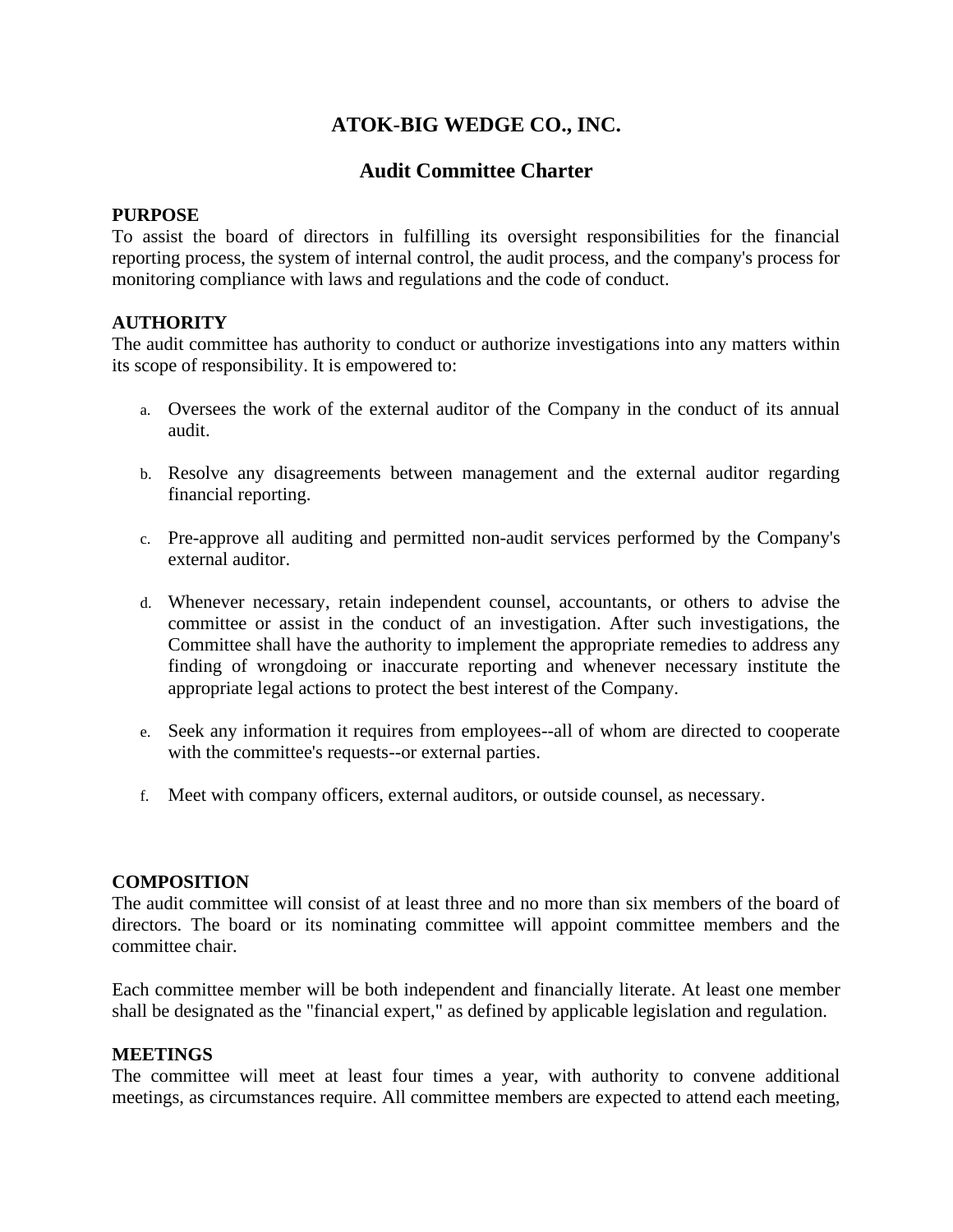# ATOK-BIG WEDGE CO., INC.

## Audit Committee Charter

**PURPOSE**
To assist the board of directors in fulfilling its oversight responsibilities for the financial reporting process, the system of internal control, the audit process, and the company's process for monitoring compliance with laws and regulations and the code of conduct.

**AUTHORITY**
The audit committee has authority to conduct or authorize investigations into any matters within its scope of responsibility. It is empowered to:

a. Oversees the work of the external auditor of the Company in the conduct of its annual audit.

b. Resolve any disagreements between management and the external auditor regarding financial reporting.

c. Pre-approve all auditing and permitted non-audit services performed by the Company's external auditor.

d. Whenever necessary, retain independent counsel, accountants, or others to advise the committee or assist in the conduct of an investigation. After such investigations, the Committee shall have the authority to implement the appropriate remedies to address any finding of wrongdoing or inaccurate reporting and whenever necessary institute the appropriate legal actions to protect the best interest of the Company.

e. Seek any information it requires from employees--all of whom are directed to cooperate with the committee's requests--or external parties.

f. Meet with company officers, external auditors, or outside counsel, as necessary.

**COMPOSITION**
The audit committee will consist of at least three and no more than six members of the board of directors. The board or its nominating committee will appoint committee members and the committee chair.

Each committee member will be both independent and financially literate. At least one member shall be designated as the "financial expert," as defined by applicable legislation and regulation.

**MEETINGS**
The committee will meet at least four times a year, with authority to convene additional meetings, as circumstances require. All committee members are expected to attend each meeting,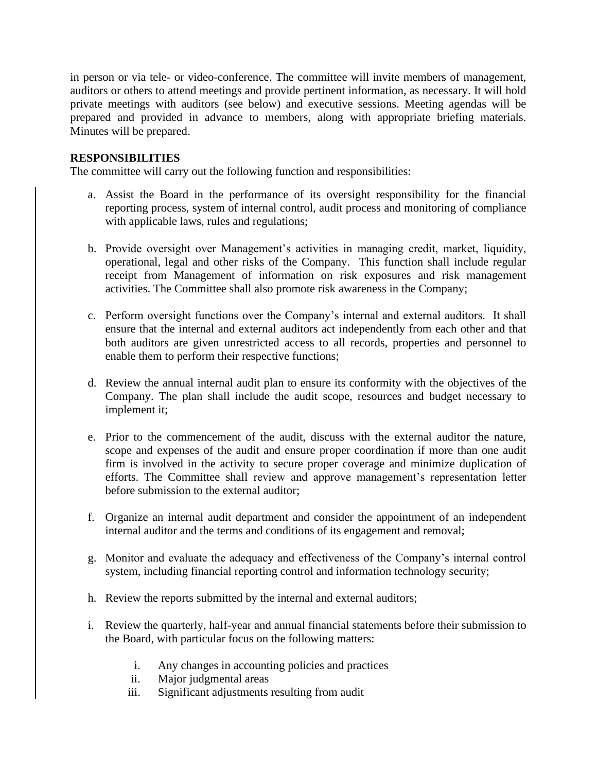in person or via tele- or video-conference. The committee will invite members of management, auditors or others to attend meetings and provide pertinent information, as necessary. It will hold private meetings with auditors (see below) and executive sessions. Meeting agendas will be prepared and provided in advance to members, along with appropriate briefing materials. Minutes will be prepared.

**RESPONSIBILITIES**

The committee will carry out the following function and responsibilities:

a. Assist the Board in the performance of its oversight responsibility for the financial reporting process, system of internal control, audit process and monitoring of compliance with applicable laws, rules and regulations;

b. Provide oversight over Management's activities in managing credit, market, liquidity, operational, legal and other risks of the Company. This function shall include regular receipt from Management of information on risk exposures and risk management activities. The Committee shall also promote risk awareness in the Company;

c. Perform oversight functions over the Company's internal and external auditors. It shall ensure that the internal and external auditors act independently from each other and that both auditors are given unrestricted access to all records, properties and personnel to enable them to perform their respective functions;

d. Review the annual internal audit plan to ensure its conformity with the objectives of the Company. The plan shall include the audit scope, resources and budget necessary to implement it;

e. Prior to the commencement of the audit, discuss with the external auditor the nature, scope and expenses of the audit and ensure proper coordination if more than one audit firm is involved in the activity to secure proper coverage and minimize duplication of efforts. The Committee shall review and approve management's representation letter before submission to the external auditor;

f. Organize an internal audit department and consider the appointment of an independent internal auditor and the terms and conditions of its engagement and removal;

g. Monitor and evaluate the adequacy and effectiveness of the Company's internal control system, including financial reporting control and information technology security;

h. Review the reports submitted by the internal and external auditors;

i. Review the quarterly, half-year and annual financial statements before their submission to the Board, with particular focus on the following matters:

   i. Any changes in accounting policies and practices
   ii. Major judgmental areas
   iii. Significant adjustments resulting from audit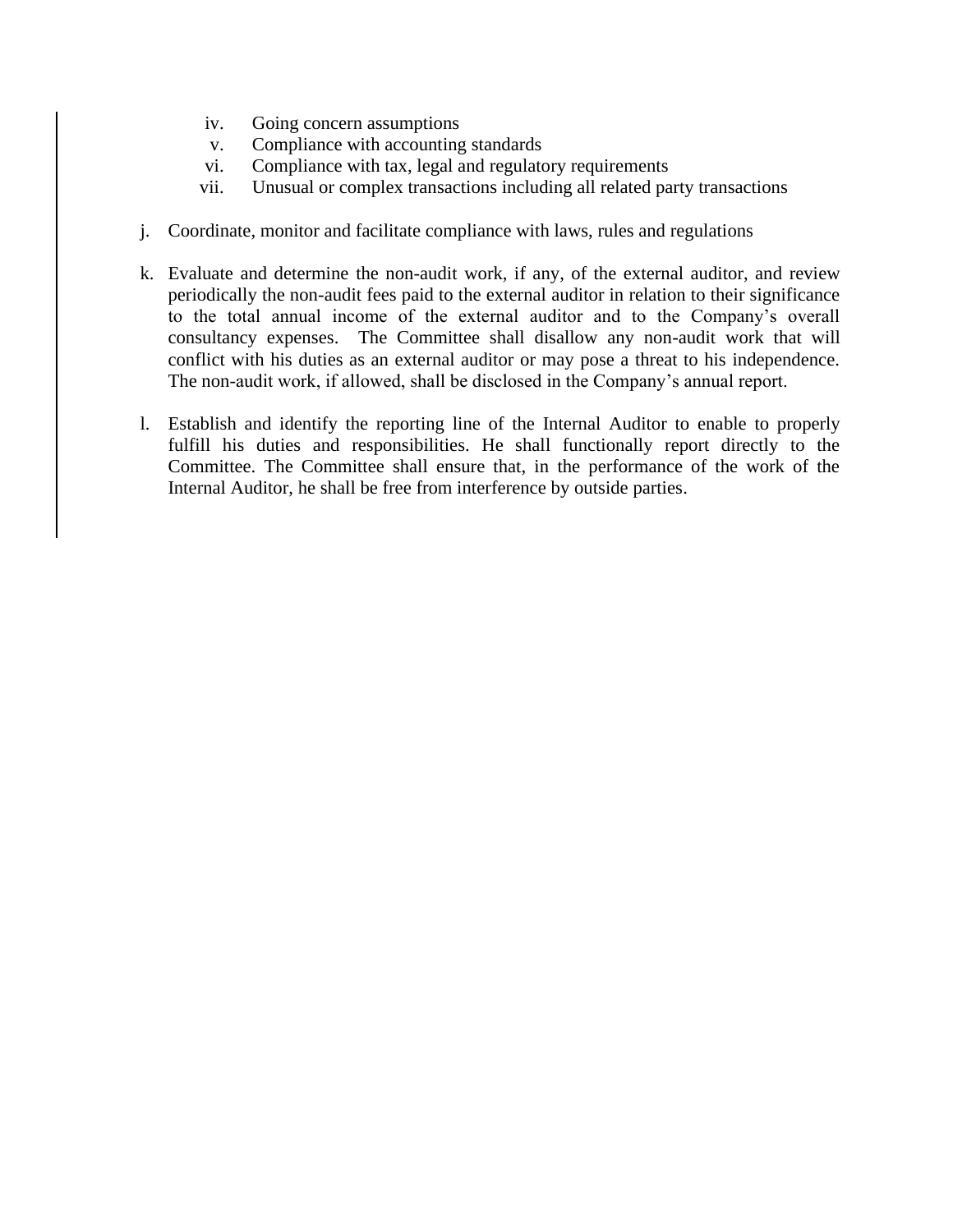iv. Going concern assumptions
    v. Compliance with accounting standards
    vi. Compliance with tax, legal and regulatory requirements
    vii. Unusual or complex transactions including all related party transactions

j. Coordinate, monitor and facilitate compliance with laws, rules and regulations

k. Evaluate and determine the non-audit work, if any, of the external auditor, and review periodically the non-audit fees paid to the external auditor in relation to their significance to the total annual income of the external auditor and to the Company's overall consultancy expenses. The Committee shall disallow any non-audit work that will conflict with his duties as an external auditor or may pose a threat to his independence. The non-audit work, if allowed, shall be disclosed in the Company's annual report.

l. Establish and identify the reporting line of the Internal Auditor to enable to properly fulfill his duties and responsibilities. He shall functionally report directly to the Committee. The Committee shall ensure that, in the performance of the work of the Internal Auditor, he shall be free from interference by outside parties.